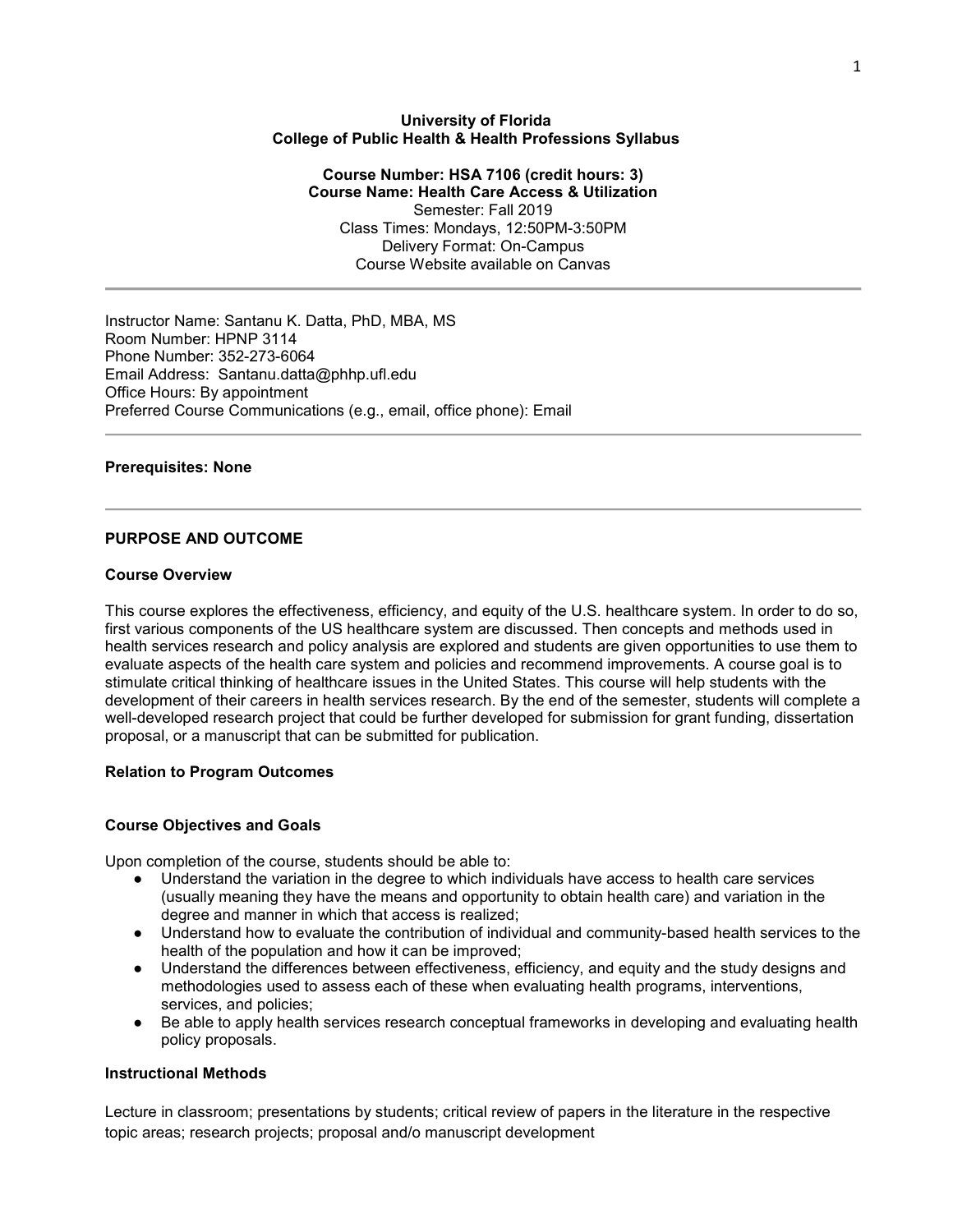**University of Florida**
**College of Public Health & Health Professions Syllabus**

**Course Number: HSA 7106 (credit hours: 3)**
**Course Name: Health Care Access & Utilization**
Semester: Fall 2019
Class Times: Mondays, 12:50PM-3:50PM
Delivery Format: On-Campus
Course Website available on Canvas

---

Instructor Name: Santanu K. Datta, PhD, MBA, MS
Room Number: HPNP 3114
Phone Number: 352-273-6064
Email Address: Santanu.datta@phhp.ufl.edu
Office Hours: By appointment
Preferred Course Communications (e.g., email, office phone): Email

---

**Prerequisites: None**

---

## PURPOSE AND OUTCOME

### Course Overview

This course explores the effectiveness, efficiency, and equity of the U.S. healthcare system. In order to do so, first various components of the US healthcare system are discussed. Then concepts and methods used in health services research and policy analysis are explored and students are given opportunities to use them to evaluate aspects of the health care system and policies and recommend improvements. A course goal is to stimulate critical thinking of healthcare issues in the United States. This course will help students with the development of their careers in health services research. By the end of the semester, students will complete a well-developed research project that could be further developed for submission for grant funding, dissertation proposal, or a manuscript that can be submitted for publication.

### Relation to Program Outcomes

### Course Objectives and Goals

Upon completion of the course, students should be able to:

- Understand the variation in the degree to which individuals have access to health care services (usually meaning they have the means and opportunity to obtain health care) and variation in the degree and manner in which that access is realized;
- Understand how to evaluate the contribution of individual and community-based health services to the health of the population and how it can be improved;
- Understand the differences between effectiveness, efficiency, and equity and the study designs and methodologies used to assess each of these when evaluating health programs, interventions, services, and policies;
- Be able to apply health services research conceptual frameworks in developing and evaluating health policy proposals.

### Instructional Methods

Lecture in classroom; presentations by students; critical review of papers in the literature in the respective topic areas; research projects; proposal and/o manuscript development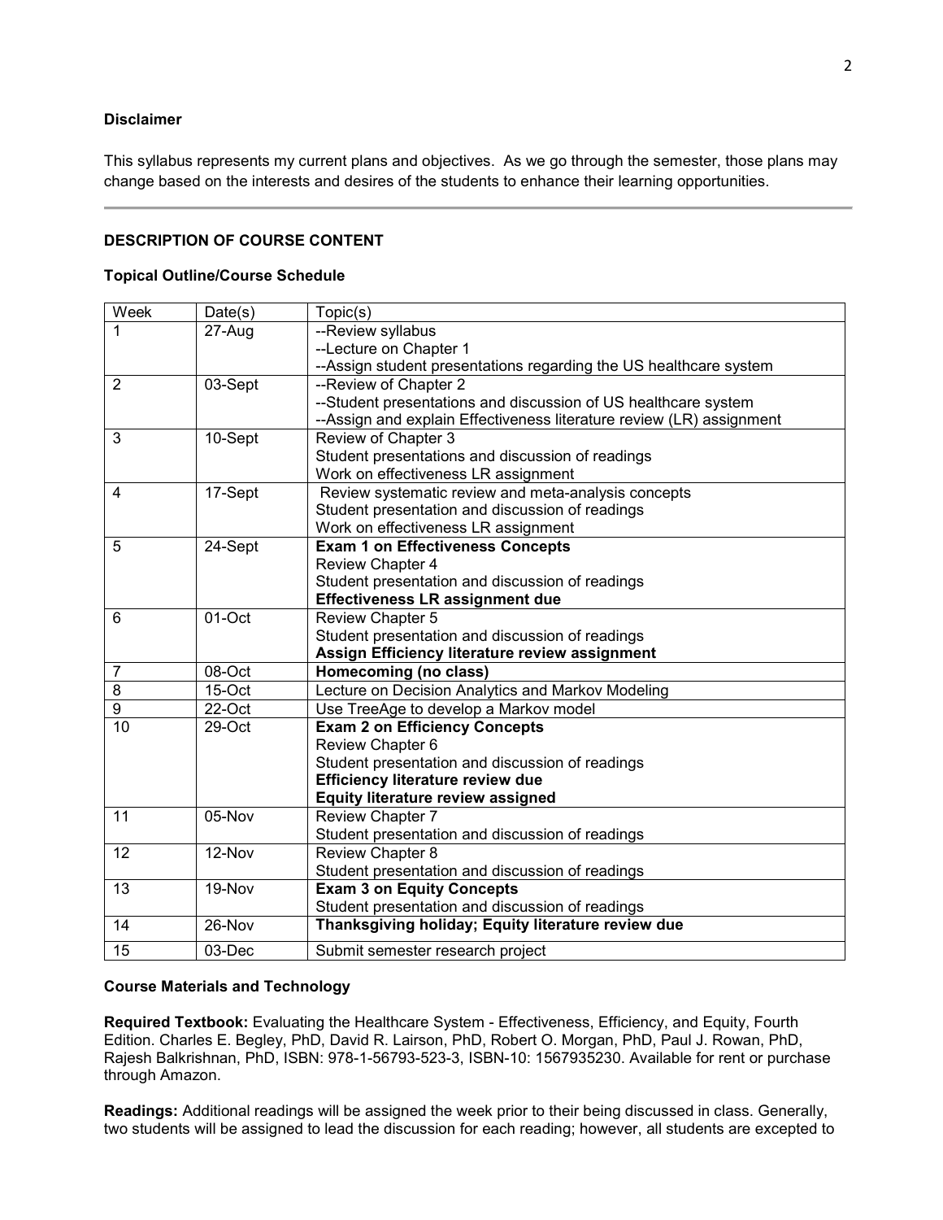**Disclaimer**

This syllabus represents my current plans and objectives. As we go through the semester, those plans may change based on the interests and desires of the students to enhance their learning opportunities.

---

**DESCRIPTION OF COURSE CONTENT**

**Topical Outline/Course Schedule**

| Week | Date(s) | Topic(s) |
|---|---|---|
| 1 | 27-Aug | --Review syllabus<br>--Lecture on Chapter 1<br>--Assign student presentations regarding the US healthcare system |
| 2 | 03-Sept | --Review of Chapter 2<br>--Student presentations and discussion of US healthcare system<br>--Assign and explain Effectiveness literature review (LR) assignment |
| 3 | 10-Sept | Review of Chapter 3<br>Student presentations and discussion of readings<br>Work on effectiveness LR assignment |
| 4 | 17-Sept | Review systematic review and meta-analysis concepts<br>Student presentation and discussion of readings<br>Work on effectiveness LR assignment |
| 5 | 24-Sept | **Exam 1 on Effectiveness Concepts**<br>Review Chapter 4<br>Student presentation and discussion of readings<br>**Effectiveness LR assignment due** |
| 6 | 01-Oct | Review Chapter 5<br>Student presentation and discussion of readings<br>**Assign Efficiency literature review assignment** |
| 7 | 08-Oct | **Homecoming (no class)** |
| 8 | 15-Oct | Lecture on Decision Analytics and Markov Modeling |
| 9 | 22-Oct | Use TreeAge to develop a Markov model |
| 10 | 29-Oct | **Exam 2 on Efficiency Concepts**<br>Review Chapter 6<br>Student presentation and discussion of readings<br>**Efficiency literature review due**<br>**Equity literature review assigned** |
| 11 | 05-Nov | Review Chapter 7<br>Student presentation and discussion of readings |
| 12 | 12-Nov | Review Chapter 8<br>Student presentation and discussion of readings |
| 13 | 19-Nov | **Exam 3 on Equity Concepts**<br>Student presentation and discussion of readings |
| 14 | 26-Nov | **Thanksgiving holiday; Equity literature review due** |
| 15 | 03-Dec | Submit semester research project |

**Course Materials and Technology**

**Required Textbook:** Evaluating the Healthcare System - Effectiveness, Efficiency, and Equity, Fourth Edition. Charles E. Begley, PhD, David R. Lairson, PhD, Robert O. Morgan, PhD, Paul J. Rowan, PhD, Rajesh Balkrishnan, PhD, ISBN: 978-1-56793-523-3, ISBN-10: 1567935230. Available for rent or purchase through Amazon.

**Readings:** Additional readings will be assigned the week prior to their being discussed in class. Generally, two students will be assigned to lead the discussion for each reading; however, all students are excepted to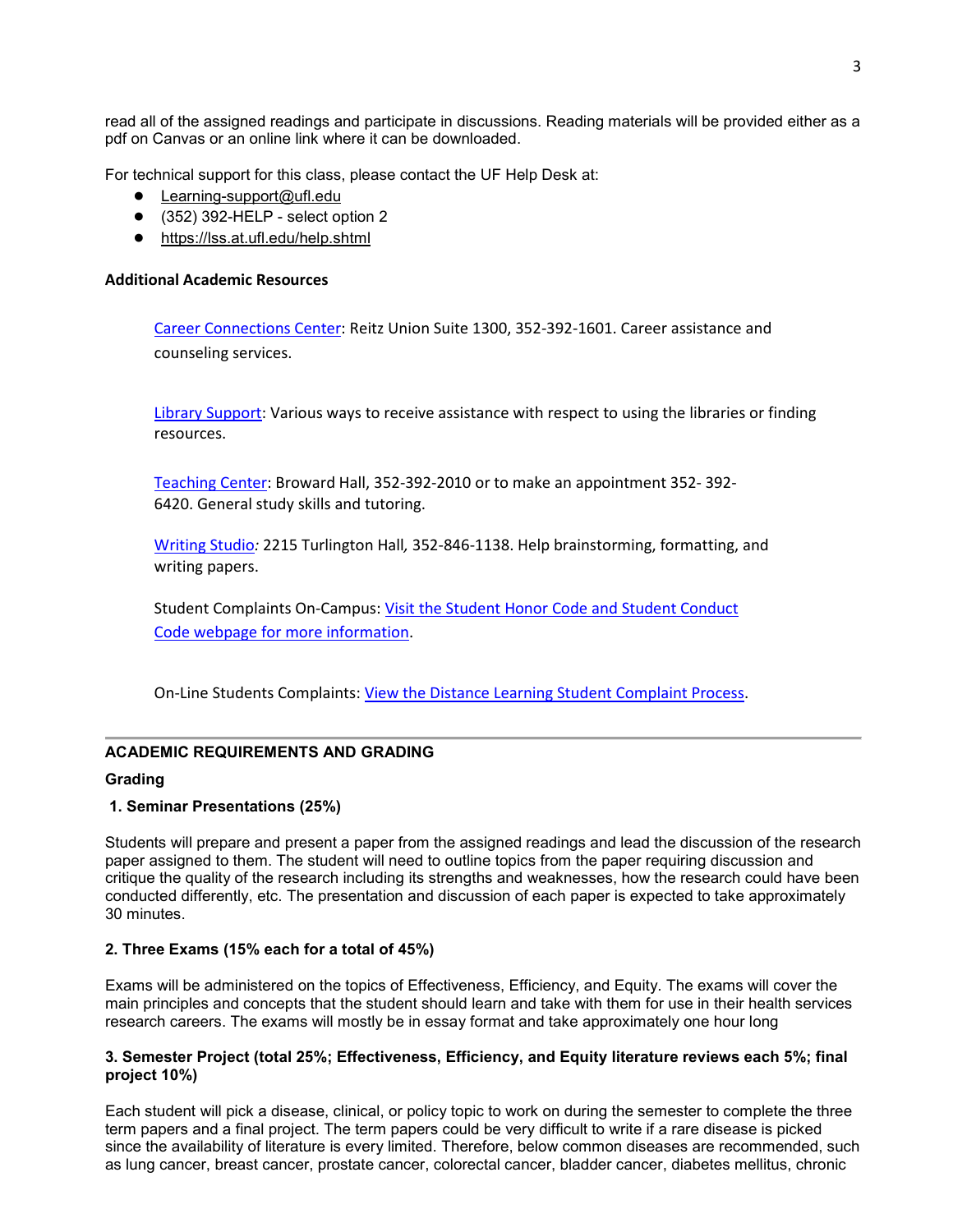read all of the assigned readings and participate in discussions. Reading materials will be provided either as a pdf on Canvas or an online link where it can be downloaded.

For technical support for this class, please contact the UF Help Desk at:

- Learning-support@ufl.edu
- (352) 392-HELP - select option 2
- https://lss.at.ufl.edu/help.shtml

### Additional Academic Resources

Career Connections Center: Reitz Union Suite 1300, 352-392-1601. Career assistance and counseling services.

Library Support: Various ways to receive assistance with respect to using the libraries or finding resources.

Teaching Center: Broward Hall, 352-392-2010 or to make an appointment 352- 392-6420. General study skills and tutoring.

Writing Studio*:* 2215 Turlington Hall*,* 352-846-1138. Help brainstorming, formatting, and writing papers.

Student Complaints On-Campus: Visit the Student Honor Code and Student Conduct Code webpage for more information.

On-Line Students Complaints: View the Distance Learning Student Complaint Process.

---

## ACADEMIC REQUIREMENTS AND GRADING

### Grading

#### 1. Seminar Presentations (25%)

Students will prepare and present a paper from the assigned readings and lead the discussion of the research paper assigned to them. The student will need to outline topics from the paper requiring discussion and critique the quality of the research including its strengths and weaknesses, how the research could have been conducted differently, etc. The presentation and discussion of each paper is expected to take approximately 30 minutes.

#### 2. Three Exams (15% each for a total of 45%)

Exams will be administered on the topics of Effectiveness, Efficiency, and Equity. The exams will cover the main principles and concepts that the student should learn and take with them for use in their health services research careers. The exams will mostly be in essay format and take approximately one hour long

#### 3. Semester Project (total 25%; Effectiveness, Efficiency, and Equity literature reviews each 5%; final project 10%)

Each student will pick a disease, clinical, or policy topic to work on during the semester to complete the three term papers and a final project. The term papers could be very difficult to write if a rare disease is picked since the availability of literature is every limited. Therefore, below common diseases are recommended, such as lung cancer, breast cancer, prostate cancer, colorectal cancer, bladder cancer, diabetes mellitus, chronic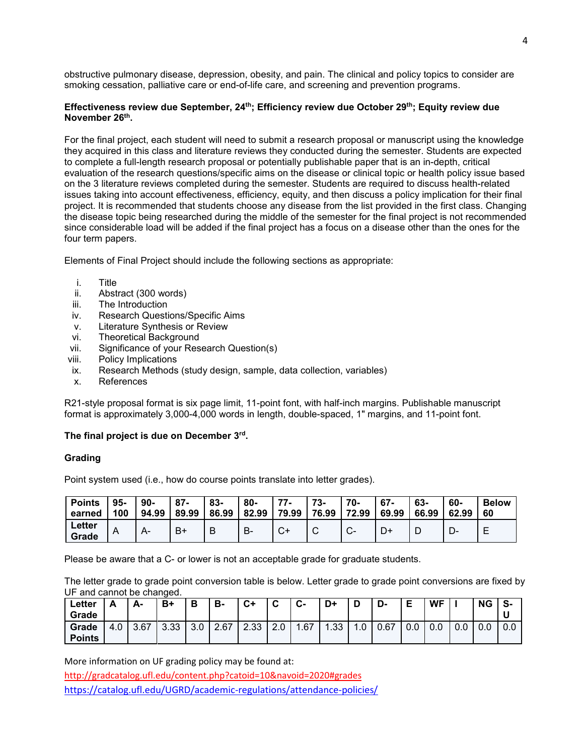obstructive pulmonary disease, depression, obesity, and pain. The clinical and policy topics to consider are smoking cessation, palliative care or end-of-life care, and screening and prevention programs.

**Effectiveness review due September, 24th; Efficiency review due October 29th; Equity review due November 26th.**

For the final project, each student will need to submit a research proposal or manuscript using the knowledge they acquired in this class and literature reviews they conducted during the semester. Students are expected to complete a full-length research proposal or potentially publishable paper that is an in-depth, critical evaluation of the research questions/specific aims on the disease or clinical topic or health policy issue based on the 3 literature reviews completed during the semester. Students are required to discuss health-related issues taking into account effectiveness, efficiency, equity, and then discuss a policy implication for their final project. It is recommended that students choose any disease from the list provided in the first class. Changing the disease topic being researched during the middle of the semester for the final project is not recommended since considerable load will be added if the final project has a focus on a disease other than the ones for the four term papers.

Elements of Final Project should include the following sections as appropriate:

i. Title
ii. Abstract (300 words)
iii. The Introduction
iv. Research Questions/Specific Aims
v. Literature Synthesis or Review
vi. Theoretical Background
vii. Significance of your Research Question(s)
viii. Policy Implications
ix. Research Methods (study design, sample, data collection, variables)
x. References

R21-style proposal format is six page limit, 11-point font, with half-inch margins. Publishable manuscript format is approximately 3,000-4,000 words in length, double-spaced, 1" margins, and 11-point font.

**The final project is due on December 3rd.**

### Grading

Point system used (i.e., how do course points translate into letter grades).

| Points earned | 95-100 | 90-94.99 | 87-89.99 | 83-86.99 | 80-82.99 | 77-79.99 | 73-76.99 | 70-72.99 | 67-69.99 | 63-66.99 | 60-62.99 | Below 60 |
|---|---|---|---|---|---|---|---|---|---|---|---|---|
| Letter Grade | A | A- | B+ | B | B- | C+ | C | C- | D+ | D | D- | E |

Please be aware that a C- or lower is not an acceptable grade for graduate students.

The letter grade to grade point conversion table is below. Letter grade to grade point conversions are fixed by UF and cannot be changed.

| Letter Grade | A | A- | B+ | B | B- | C+ | C | C- | D+ | D | D- | E | WF | I | NG | S-U |
|---|---|---|---|---|---|---|---|---|---|---|---|---|---|---|---|---|
| Grade Points | 4.0 | 3.67 | 3.33 | 3.0 | 2.67 | 2.33 | 2.0 | 1.67 | 1.33 | 1.0 | 0.67 | 0.0 | 0.0 | 0.0 | 0.0 | 0.0 |

More information on UF grading policy may be found at:
http://gradcatalog.ufl.edu/content.php?catoid=10&navoid=2020#grades
https://catalog.ufl.edu/UGRD/academic-regulations/attendance-policies/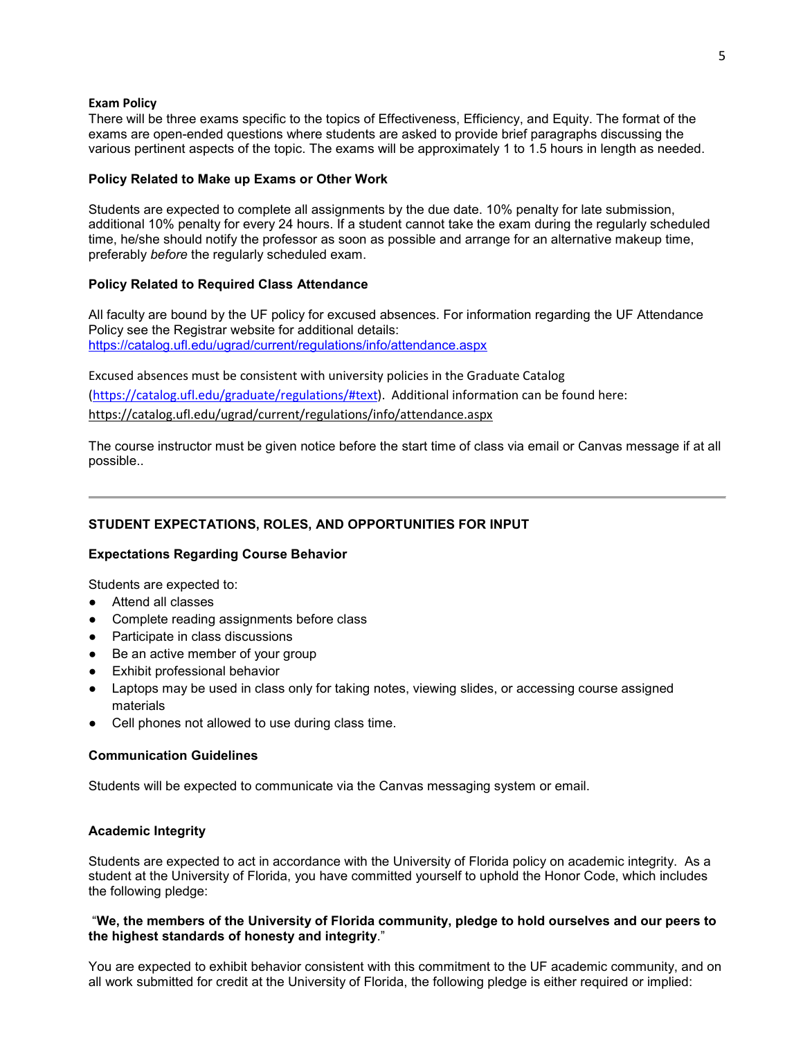**Exam Policy**
There will be three exams specific to the topics of Effectiveness, Efficiency, and Equity. The format of the exams are open-ended questions where students are asked to provide brief paragraphs discussing the various pertinent aspects of the topic. The exams will be approximately 1 to 1.5 hours in length as needed.

**Policy Related to Make up Exams or Other Work**

Students are expected to complete all assignments by the due date. 10% penalty for late submission, additional 10% penalty for every 24 hours. If a student cannot take the exam during the regularly scheduled time, he/she should notify the professor as soon as possible and arrange for an alternative makeup time, preferably *before* the regularly scheduled exam.

**Policy Related to Required Class Attendance**

All faculty are bound by the UF policy for excused absences. For information regarding the UF Attendance Policy see the Registrar website for additional details:
https://catalog.ufl.edu/ugrad/current/regulations/info/attendance.aspx

Excused absences must be consistent with university policies in the Graduate Catalog (https://catalog.ufl.edu/graduate/regulations/#text). Additional information can be found here: https://catalog.ufl.edu/ugrad/current/regulations/info/attendance.aspx

The course instructor must be given notice before the start time of class via email or Canvas message if at all possible..

---

**STUDENT EXPECTATIONS, ROLES, AND OPPORTUNITIES FOR INPUT**

**Expectations Regarding Course Behavior**

Students are expected to:
- Attend all classes
- Complete reading assignments before class
- Participate in class discussions
- Be an active member of your group
- Exhibit professional behavior
- Laptops may be used in class only for taking notes, viewing slides, or accessing course assigned materials
- Cell phones not allowed to use during class time.

**Communication Guidelines**

Students will be expected to communicate via the Canvas messaging system or email.

**Academic Integrity**

Students are expected to act in accordance with the University of Florida policy on academic integrity. As a student at the University of Florida, you have committed yourself to uphold the Honor Code, which includes the following pledge:

"**We, the members of the University of Florida community, pledge to hold ourselves and our peers to the highest standards of honesty and integrity**."

You are expected to exhibit behavior consistent with this commitment to the UF academic community, and on all work submitted for credit at the University of Florida, the following pledge is either required or implied: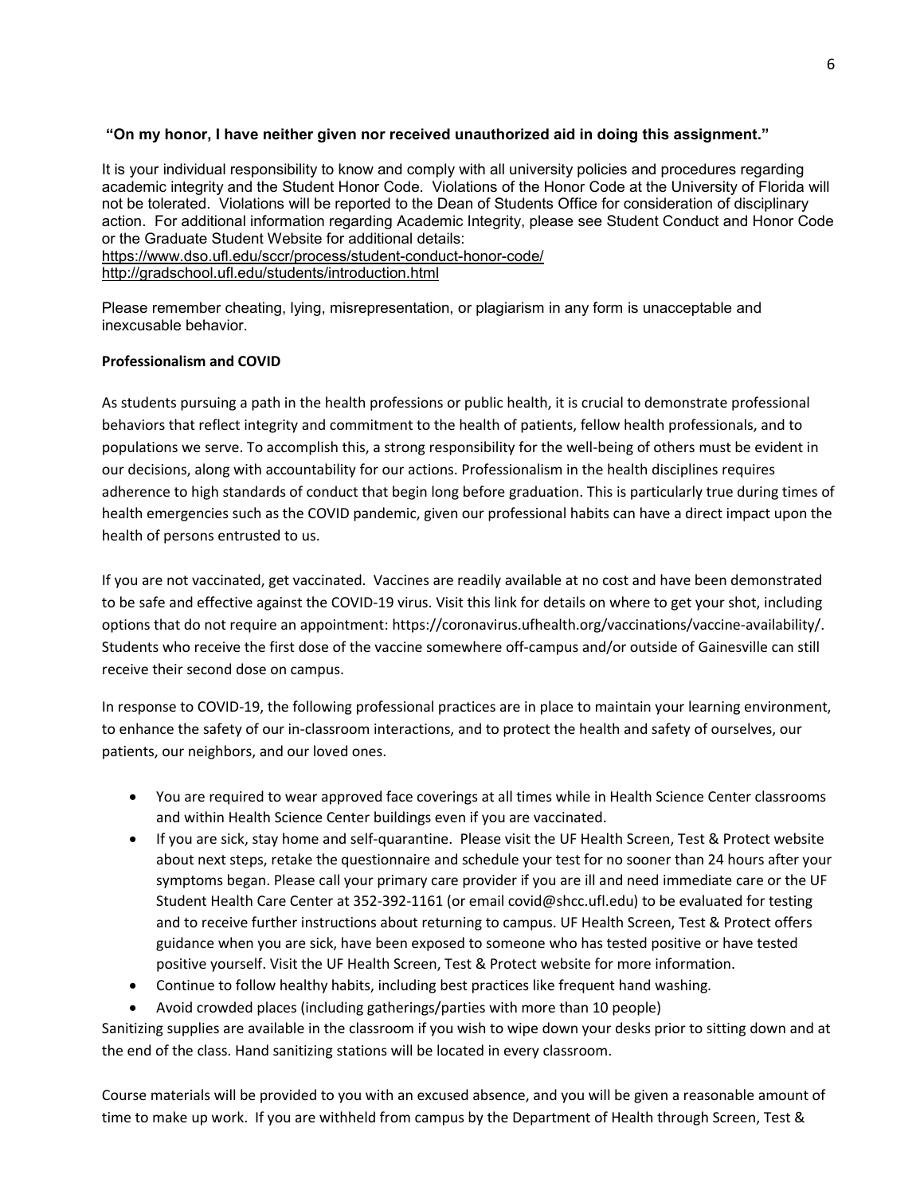**"On my honor, I have neither given nor received unauthorized aid in doing this assignment."**

It is your individual responsibility to know and comply with all university policies and procedures regarding academic integrity and the Student Honor Code. Violations of the Honor Code at the University of Florida will not be tolerated. Violations will be reported to the Dean of Students Office for consideration of disciplinary action. For additional information regarding Academic Integrity, please see Student Conduct and Honor Code or the Graduate Student Website for additional details:
https://www.dso.ufl.edu/sccr/process/student-conduct-honor-code/
http://gradschool.ufl.edu/students/introduction.html

Please remember cheating, lying, misrepresentation, or plagiarism in any form is unacceptable and inexcusable behavior.

**Professionalism and COVID**

As students pursuing a path in the health professions or public health, it is crucial to demonstrate professional behaviors that reflect integrity and commitment to the health of patients, fellow health professionals, and to populations we serve. To accomplish this, a strong responsibility for the well-being of others must be evident in our decisions, along with accountability for our actions. Professionalism in the health disciplines requires adherence to high standards of conduct that begin long before graduation. This is particularly true during times of health emergencies such as the COVID pandemic, given our professional habits can have a direct impact upon the health of persons entrusted to us.

If you are not vaccinated, get vaccinated. Vaccines are readily available at no cost and have been demonstrated to be safe and effective against the COVID-19 virus. Visit this link for details on where to get your shot, including options that do not require an appointment: https://coronavirus.ufhealth.org/vaccinations/vaccine-availability/. Students who receive the first dose of the vaccine somewhere off-campus and/or outside of Gainesville can still receive their second dose on campus.

In response to COVID-19, the following professional practices are in place to maintain your learning environment, to enhance the safety of our in-classroom interactions, and to protect the health and safety of ourselves, our patients, our neighbors, and our loved ones.

- You are required to wear approved face coverings at all times while in Health Science Center classrooms and within Health Science Center buildings even if you are vaccinated.
- If you are sick, stay home and self-quarantine. Please visit the UF Health Screen, Test & Protect website about next steps, retake the questionnaire and schedule your test for no sooner than 24 hours after your symptoms began. Please call your primary care provider if you are ill and need immediate care or the UF Student Health Care Center at 352-392-1161 (or email covid@shcc.ufl.edu) to be evaluated for testing and to receive further instructions about returning to campus. UF Health Screen, Test & Protect offers guidance when you are sick, have been exposed to someone who has tested positive or have tested positive yourself. Visit the UF Health Screen, Test & Protect website for more information.
- Continue to follow healthy habits, including best practices like frequent hand washing.
- Avoid crowded places (including gatherings/parties with more than 10 people)

Sanitizing supplies are available in the classroom if you wish to wipe down your desks prior to sitting down and at the end of the class. Hand sanitizing stations will be located in every classroom.

Course materials will be provided to you with an excused absence, and you will be given a reasonable amount of time to make up work. If you are withheld from campus by the Department of Health through Screen, Test &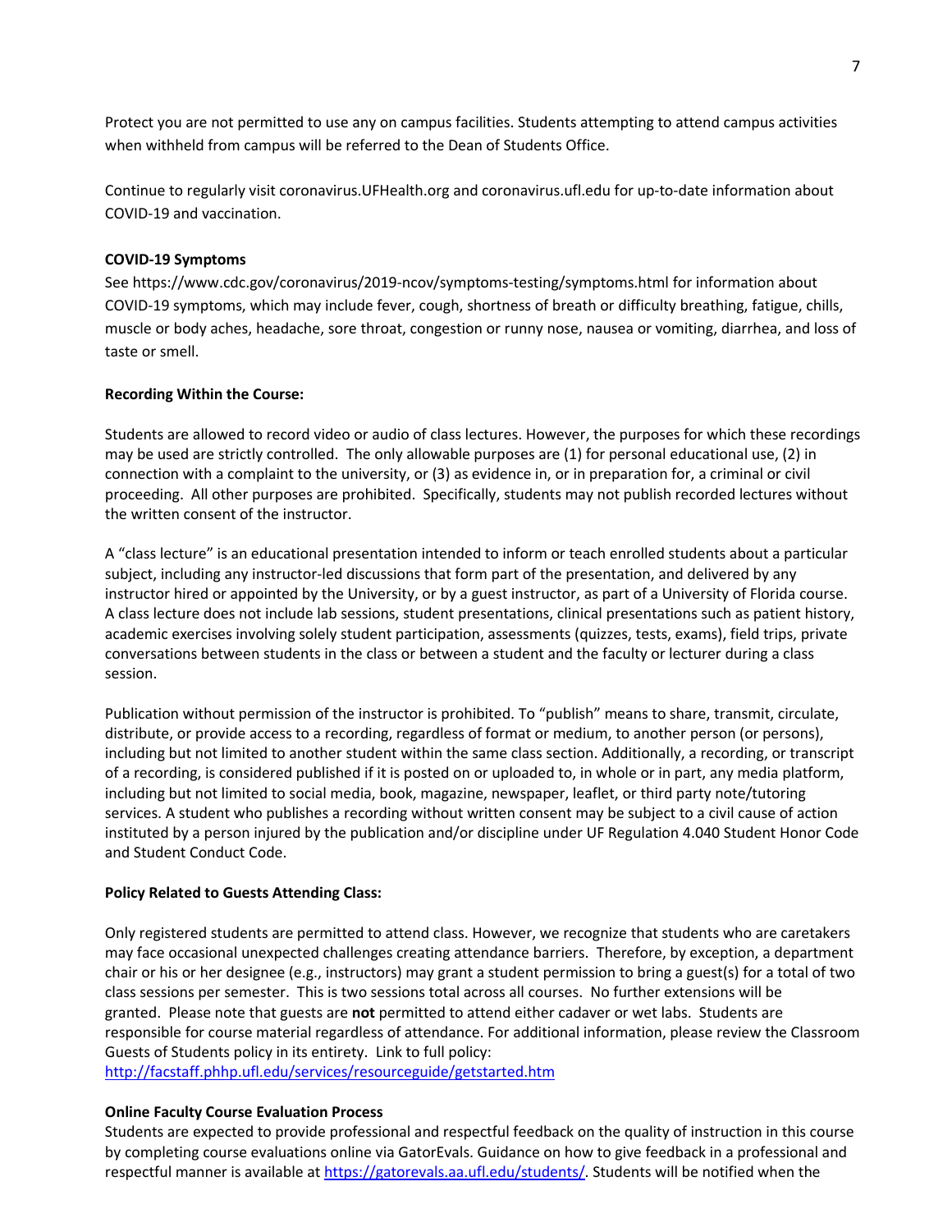Protect you are not permitted to use any on campus facilities. Students attempting to attend campus activities when withheld from campus will be referred to the Dean of Students Office.

Continue to regularly visit coronavirus.UFHealth.org and coronavirus.ufl.edu for up-to-date information about COVID-19 and vaccination.

**COVID-19 Symptoms**

See https://www.cdc.gov/coronavirus/2019-ncov/symptoms-testing/symptoms.html for information about COVID-19 symptoms, which may include fever, cough, shortness of breath or difficulty breathing, fatigue, chills, muscle or body aches, headache, sore throat, congestion or runny nose, nausea or vomiting, diarrhea, and loss of taste or smell.

**Recording Within the Course:**

Students are allowed to record video or audio of class lectures. However, the purposes for which these recordings may be used are strictly controlled. The only allowable purposes are (1) for personal educational use, (2) in connection with a complaint to the university, or (3) as evidence in, or in preparation for, a criminal or civil proceeding. All other purposes are prohibited. Specifically, students may not publish recorded lectures without the written consent of the instructor.

A "class lecture" is an educational presentation intended to inform or teach enrolled students about a particular subject, including any instructor-led discussions that form part of the presentation, and delivered by any instructor hired or appointed by the University, or by a guest instructor, as part of a University of Florida course. A class lecture does not include lab sessions, student presentations, clinical presentations such as patient history, academic exercises involving solely student participation, assessments (quizzes, tests, exams), field trips, private conversations between students in the class or between a student and the faculty or lecturer during a class session.

Publication without permission of the instructor is prohibited. To "publish" means to share, transmit, circulate, distribute, or provide access to a recording, regardless of format or medium, to another person (or persons), including but not limited to another student within the same class section. Additionally, a recording, or transcript of a recording, is considered published if it is posted on or uploaded to, in whole or in part, any media platform, including but not limited to social media, book, magazine, newspaper, leaflet, or third party note/tutoring services. A student who publishes a recording without written consent may be subject to a civil cause of action instituted by a person injured by the publication and/or discipline under UF Regulation 4.040 Student Honor Code and Student Conduct Code.

**Policy Related to Guests Attending Class:**

Only registered students are permitted to attend class. However, we recognize that students who are caretakers may face occasional unexpected challenges creating attendance barriers. Therefore, by exception, a department chair or his or her designee (e.g., instructors) may grant a student permission to bring a guest(s) for a total of two class sessions per semester. This is two sessions total across all courses. No further extensions will be granted. Please note that guests are **not** permitted to attend either cadaver or wet labs. Students are responsible for course material regardless of attendance. For additional information, please review the Classroom Guests of Students policy in its entirety. Link to full policy: http://facstaff.phhp.ufl.edu/services/resourceguide/getstarted.htm

**Online Faculty Course Evaluation Process**

Students are expected to provide professional and respectful feedback on the quality of instruction in this course by completing course evaluations online via GatorEvals. Guidance on how to give feedback in a professional and respectful manner is available at https://gatorevals.aa.ufl.edu/students/. Students will be notified when the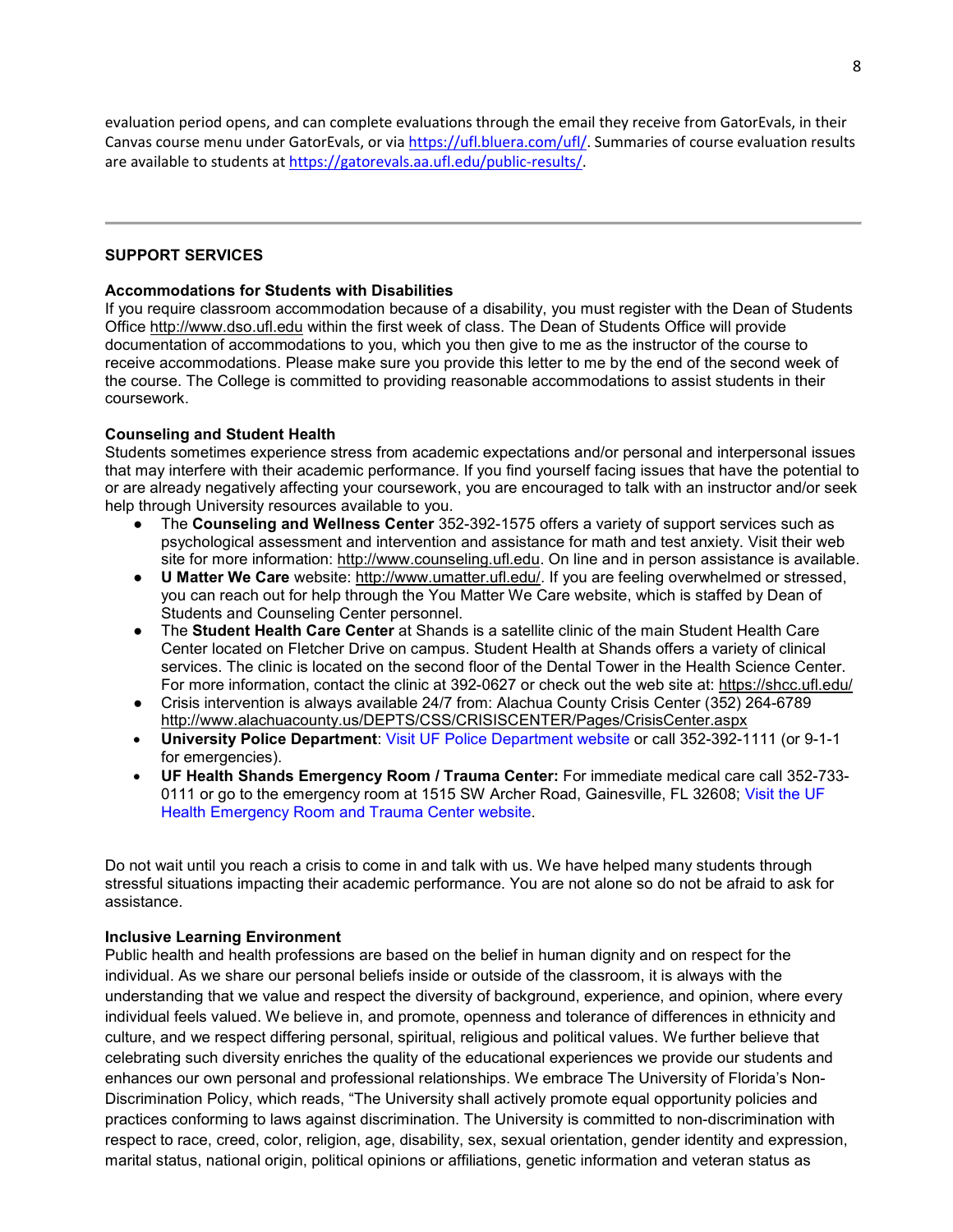evaluation period opens, and can complete evaluations through the email they receive from GatorEvals, in their Canvas course menu under GatorEvals, or via https://ufl.bluera.com/ufl/. Summaries of course evaluation results are available to students at https://gatorevals.aa.ufl.edu/public-results/.

---

## SUPPORT SERVICES

### Accommodations for Students with Disabilities

If you require classroom accommodation because of a disability, you must register with the Dean of Students Office http://www.dso.ufl.edu within the first week of class. The Dean of Students Office will provide documentation of accommodations to you, which you then give to me as the instructor of the course to receive accommodations. Please make sure you provide this letter to me by the end of the second week of the course. The College is committed to providing reasonable accommodations to assist students in their coursework.

### Counseling and Student Health

Students sometimes experience stress from academic expectations and/or personal and interpersonal issues that may interfere with their academic performance. If you find yourself facing issues that have the potential to or are already negatively affecting your coursework, you are encouraged to talk with an instructor and/or seek help through University resources available to you.

- The **Counseling and Wellness Center** 352-392-1575 offers a variety of support services such as psychological assessment and intervention and assistance for math and test anxiety. Visit their web site for more information: http://www.counseling.ufl.edu. On line and in person assistance is available.
- **U Matter We Care** website: http://www.umatter.ufl.edu/. If you are feeling overwhelmed or stressed, you can reach out for help through the You Matter We Care website, which is staffed by Dean of Students and Counseling Center personnel.
- The **Student Health Care Center** at Shands is a satellite clinic of the main Student Health Care Center located on Fletcher Drive on campus. Student Health at Shands offers a variety of clinical services. The clinic is located on the second floor of the Dental Tower in the Health Science Center. For more information, contact the clinic at 392-0627 or check out the web site at: https://shcc.ufl.edu/
- Crisis intervention is always available 24/7 from: Alachua County Crisis Center (352) 264-6789 http://www.alachuacounty.us/DEPTS/CSS/CRISISCENTER/Pages/CrisisCenter.aspx
- **University Police Department**: Visit UF Police Department website or call 352-392-1111 (or 9-1-1 for emergencies).
- **UF Health Shands Emergency Room / Trauma Center:** For immediate medical care call 352-733-0111 or go to the emergency room at 1515 SW Archer Road, Gainesville, FL 32608; Visit the UF Health Emergency Room and Trauma Center website.

Do not wait until you reach a crisis to come in and talk with us. We have helped many students through stressful situations impacting their academic performance. You are not alone so do not be afraid to ask for assistance.

### Inclusive Learning Environment

Public health and health professions are based on the belief in human dignity and on respect for the individual. As we share our personal beliefs inside or outside of the classroom, it is always with the understanding that we value and respect the diversity of background, experience, and opinion, where every individual feels valued. We believe in, and promote, openness and tolerance of differences in ethnicity and culture, and we respect differing personal, spiritual, religious and political values. We further believe that celebrating such diversity enriches the quality of the educational experiences we provide our students and enhances our own personal and professional relationships. We embrace The University of Florida's Non-Discrimination Policy, which reads, "The University shall actively promote equal opportunity policies and practices conforming to laws against discrimination. The University is committed to non-discrimination with respect to race, creed, color, religion, age, disability, sex, sexual orientation, gender identity and expression, marital status, national origin, political opinions or affiliations, genetic information and veteran status as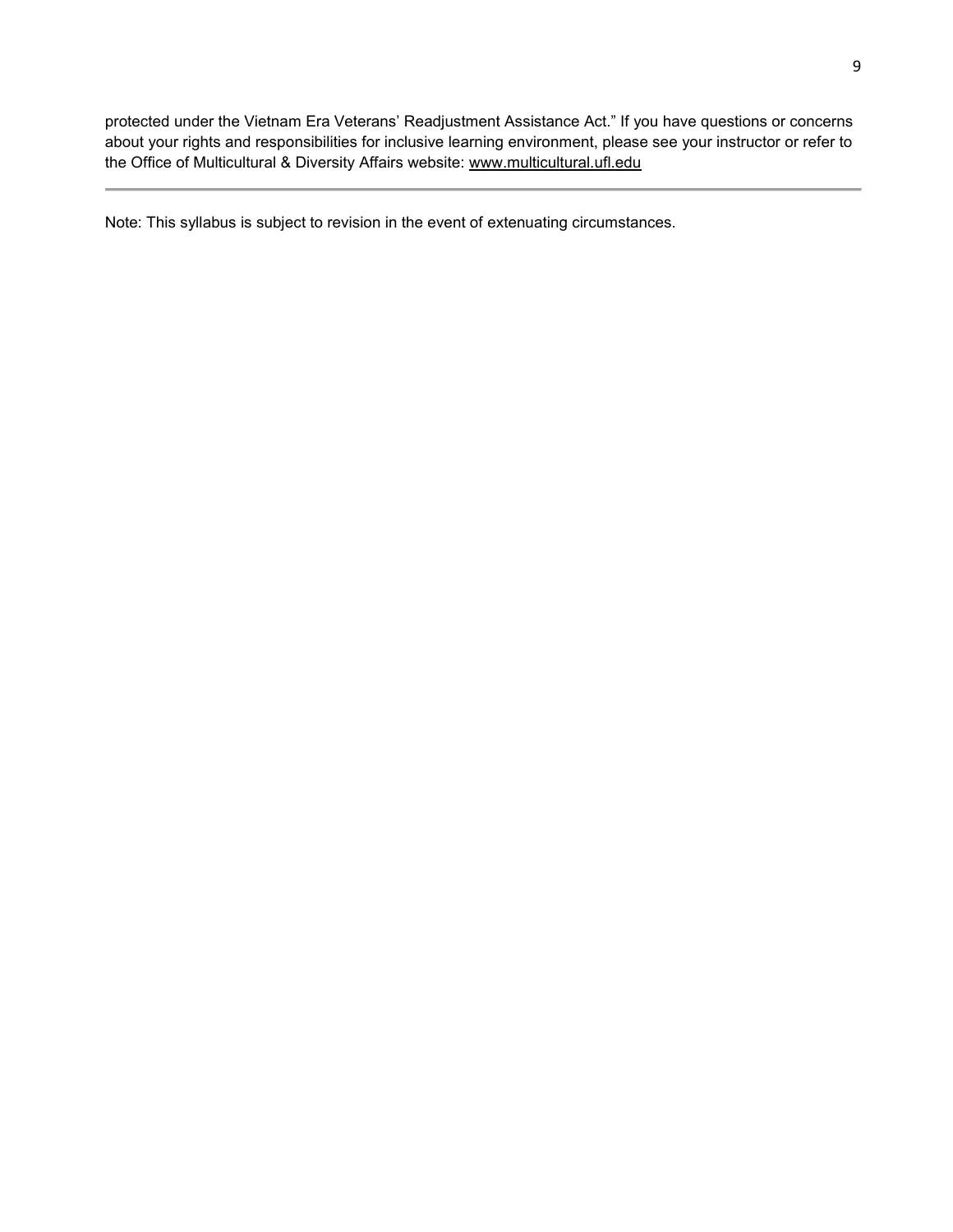protected under the Vietnam Era Veterans' Readjustment Assistance Act." If you have questions or concerns about your rights and responsibilities for inclusive learning environment, please see your instructor or refer to the Office of Multicultural & Diversity Affairs website: www.multicultural.ufl.edu

---

Note: This syllabus is subject to revision in the event of extenuating circumstances.